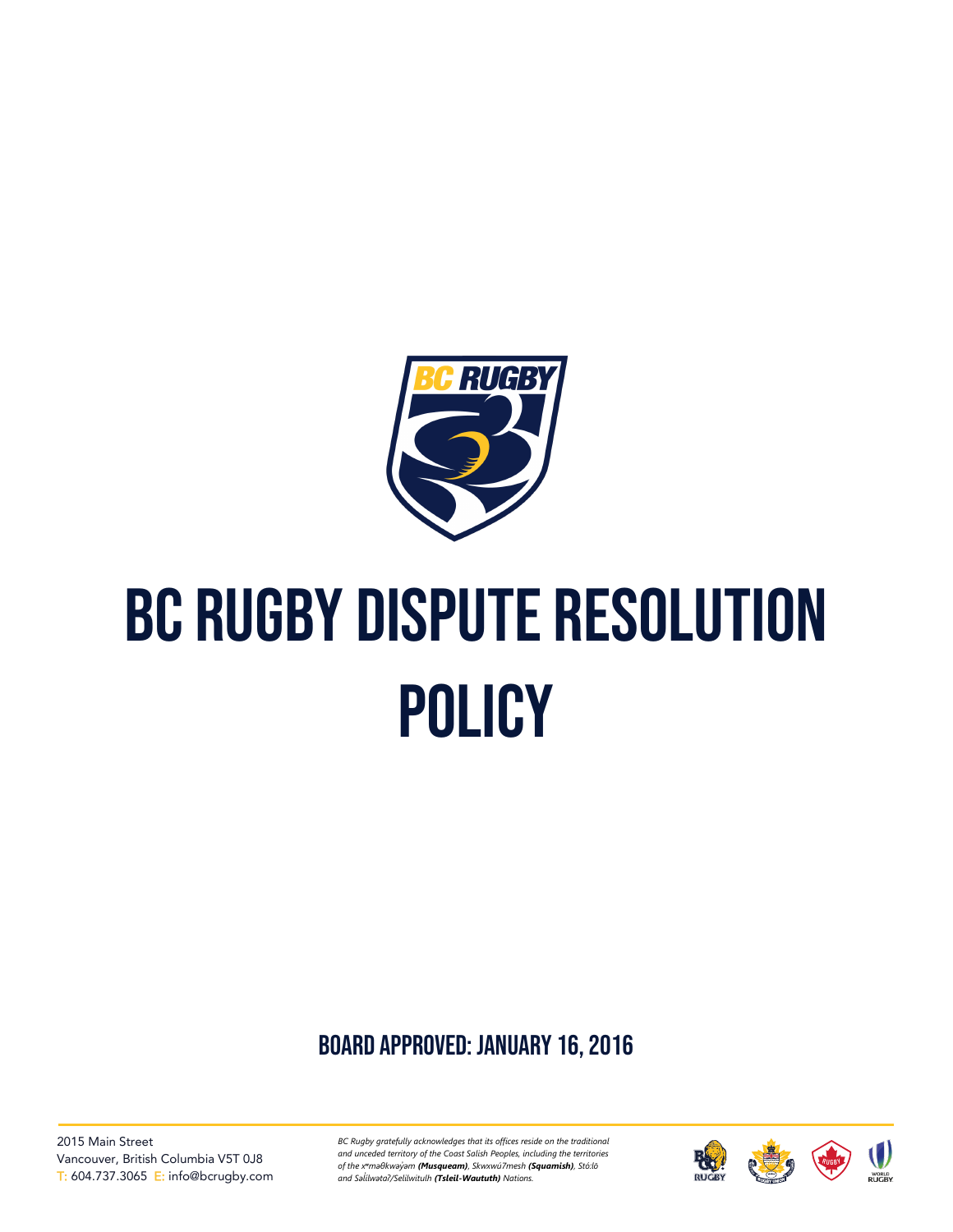# BC RUGBY DISPUTE RESOLUTION POLICY

**BOARD APPROVED: JANUARY 16, 2016**

2015 Main Street
Vancouver, British Columbia V5T 0J8
T: 604.737.3065 E: info@bcrugby.com

*BC Rugby gratefully acknowledges that its offices reside on the traditional and unceded territory of the Coast Salish Peoples, including the territories of the xʷməθkwəy̓əm **(Musqueam)**, Skwxwú7mesh **(Squamish)**, Stó:lō and Səl̓ílwətaʔ/Selilwitulh **(Tsleil-Waututh)** Nations.*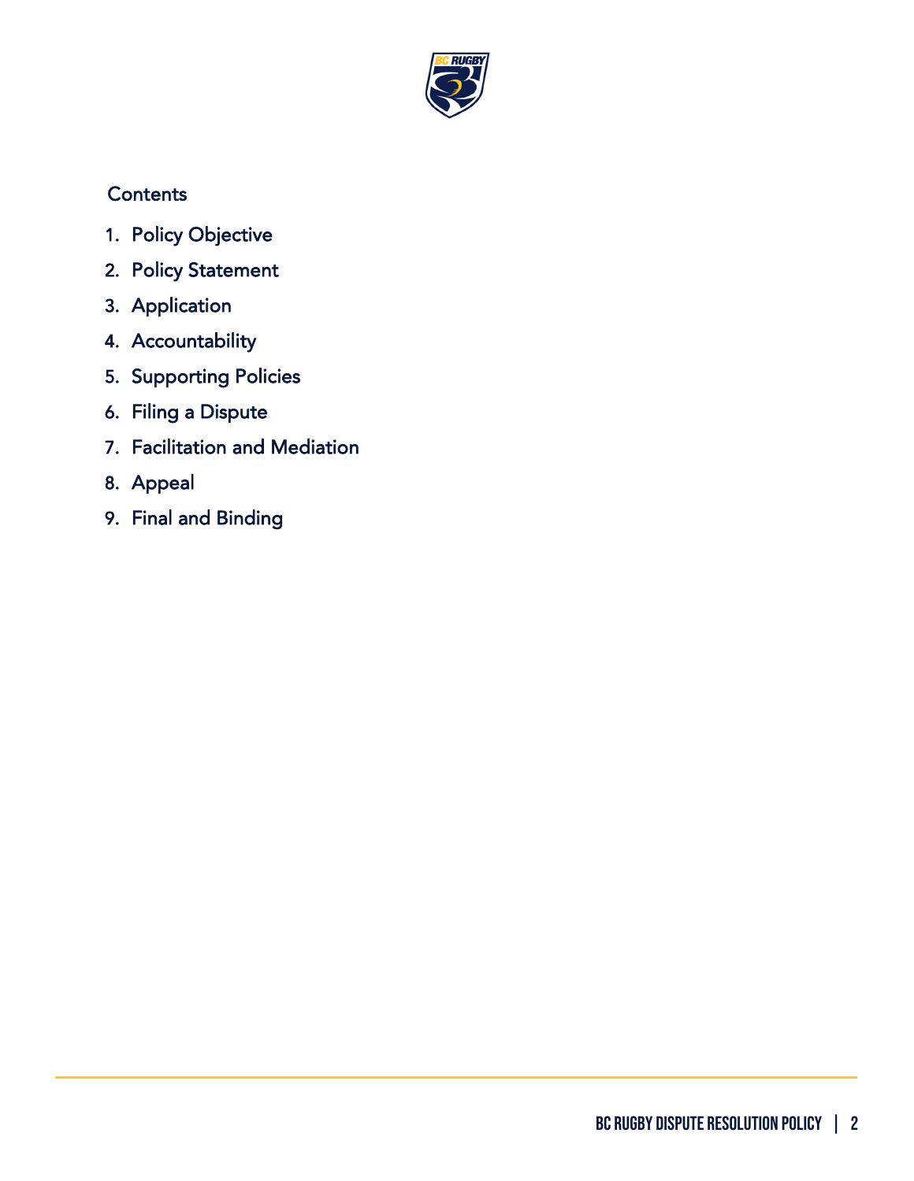## Contents

1. Policy Objective
2. Policy Statement
3. Application
4. Accountability
5. Supporting Policies
6. Filing a Dispute
7. Facilitation and Mediation
8. Appeal
9. Final and Binding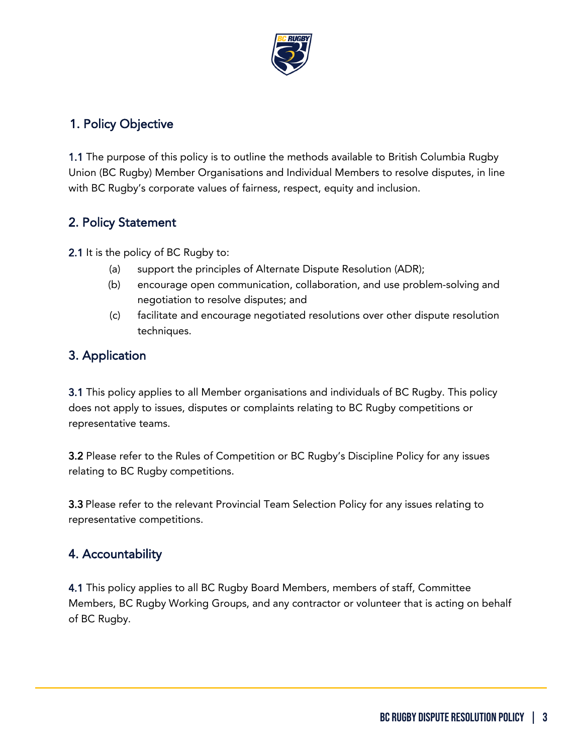## 1. Policy Objective

**1.1** The purpose of this policy is to outline the methods available to British Columbia Rugby Union (BC Rugby) Member Organisations and Individual Members to resolve disputes, in line with BC Rugby's corporate values of fairness, respect, equity and inclusion.

## 2. Policy Statement

**2.1** It is the policy of BC Rugby to:

(a) support the principles of Alternate Dispute Resolution (ADR);

(b) encourage open communication, collaboration, and use problem-solving and negotiation to resolve disputes; and

(c) facilitate and encourage negotiated resolutions over other dispute resolution techniques.

## 3. Application

**3.1** This policy applies to all Member organisations and individuals of BC Rugby. This policy does not apply to issues, disputes or complaints relating to BC Rugby competitions or representative teams.

**3.2** Please refer to the Rules of Competition or BC Rugby's Discipline Policy for any issues relating to BC Rugby competitions.

**3.3** Please refer to the relevant Provincial Team Selection Policy for any issues relating to representative competitions.

## 4. Accountability

**4.1** This policy applies to all BC Rugby Board Members, members of staff, Committee Members, BC Rugby Working Groups, and any contractor or volunteer that is acting on behalf of BC Rugby.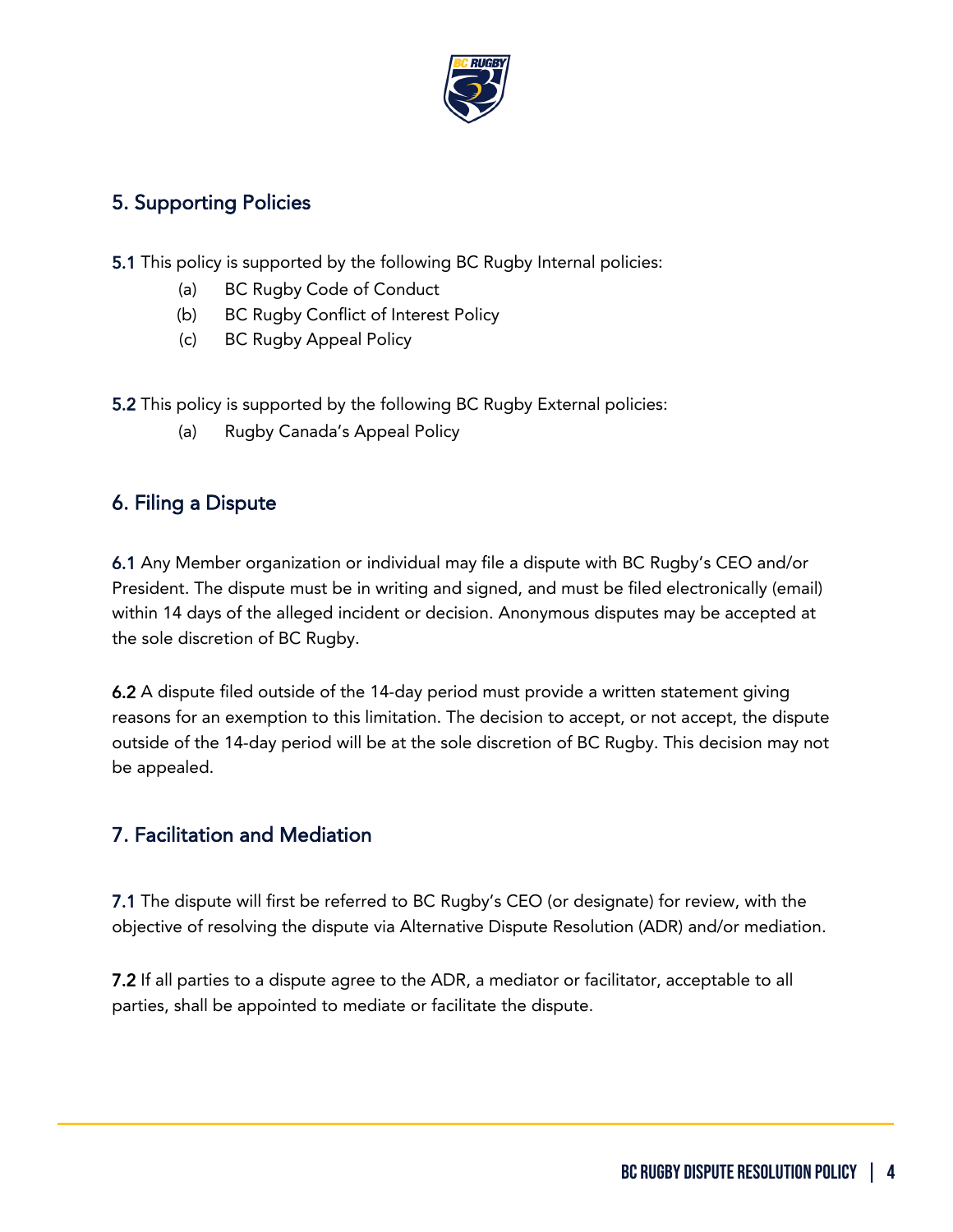## 5. Supporting Policies

**5.1** This policy is supported by the following BC Rugby Internal policies:

(a) BC Rugby Code of Conduct
(b) BC Rugby Conflict of Interest Policy
(c) BC Rugby Appeal Policy

**5.2** This policy is supported by the following BC Rugby External policies:

(a) Rugby Canada's Appeal Policy

## 6. Filing a Dispute

**6.1** Any Member organization or individual may file a dispute with BC Rugby's CEO and/or President. The dispute must be in writing and signed, and must be filed electronically (email) within 14 days of the alleged incident or decision. Anonymous disputes may be accepted at the sole discretion of BC Rugby.

**6.2** A dispute filed outside of the 14-day period must provide a written statement giving reasons for an exemption to this limitation. The decision to accept, or not accept, the dispute outside of the 14-day period will be at the sole discretion of BC Rugby. This decision may not be appealed.

## 7. Facilitation and Mediation

**7.1** The dispute will first be referred to BC Rugby's CEO (or designate) for review, with the objective of resolving the dispute via Alternative Dispute Resolution (ADR) and/or mediation.

**7.2** If all parties to a dispute agree to the ADR, a mediator or facilitator, acceptable to all parties, shall be appointed to mediate or facilitate the dispute.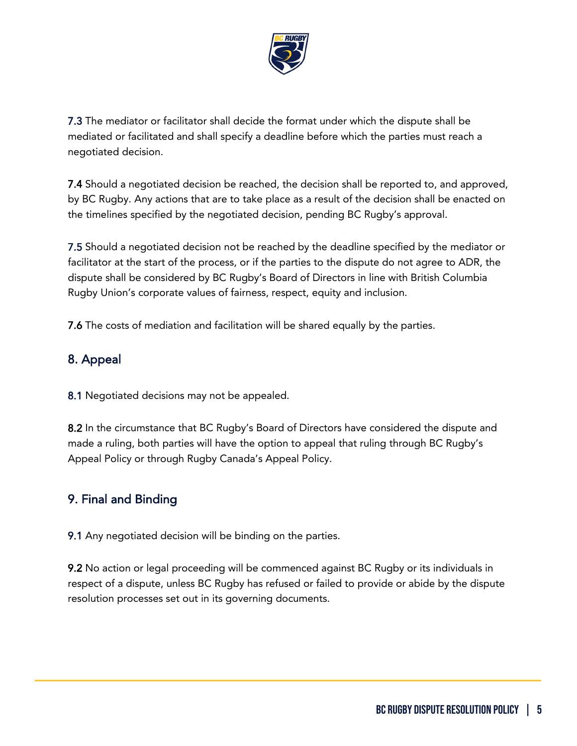**7.3** The mediator or facilitator shall decide the format under which the dispute shall be mediated or facilitated and shall specify a deadline before which the parties must reach a negotiated decision.

**7.4** Should a negotiated decision be reached, the decision shall be reported to, and approved, by BC Rugby. Any actions that are to take place as a result of the decision shall be enacted on the timelines specified by the negotiated decision, pending BC Rugby's approval.

**7.5** Should a negotiated decision not be reached by the deadline specified by the mediator or facilitator at the start of the process, or if the parties to the dispute do not agree to ADR, the dispute shall be considered by BC Rugby's Board of Directors in line with British Columbia Rugby Union's corporate values of fairness, respect, equity and inclusion.

**7.6** The costs of mediation and facilitation will be shared equally by the parties.

## 8. Appeal

**8.1** Negotiated decisions may not be appealed.

**8.2** In the circumstance that BC Rugby's Board of Directors have considered the dispute and made a ruling, both parties will have the option to appeal that ruling through BC Rugby's Appeal Policy or through Rugby Canada's Appeal Policy.

## 9. Final and Binding

**9.1** Any negotiated decision will be binding on the parties.

**9.2** No action or legal proceeding will be commenced against BC Rugby or its individuals in respect of a dispute, unless BC Rugby has refused or failed to provide or abide by the dispute resolution processes set out in its governing documents.